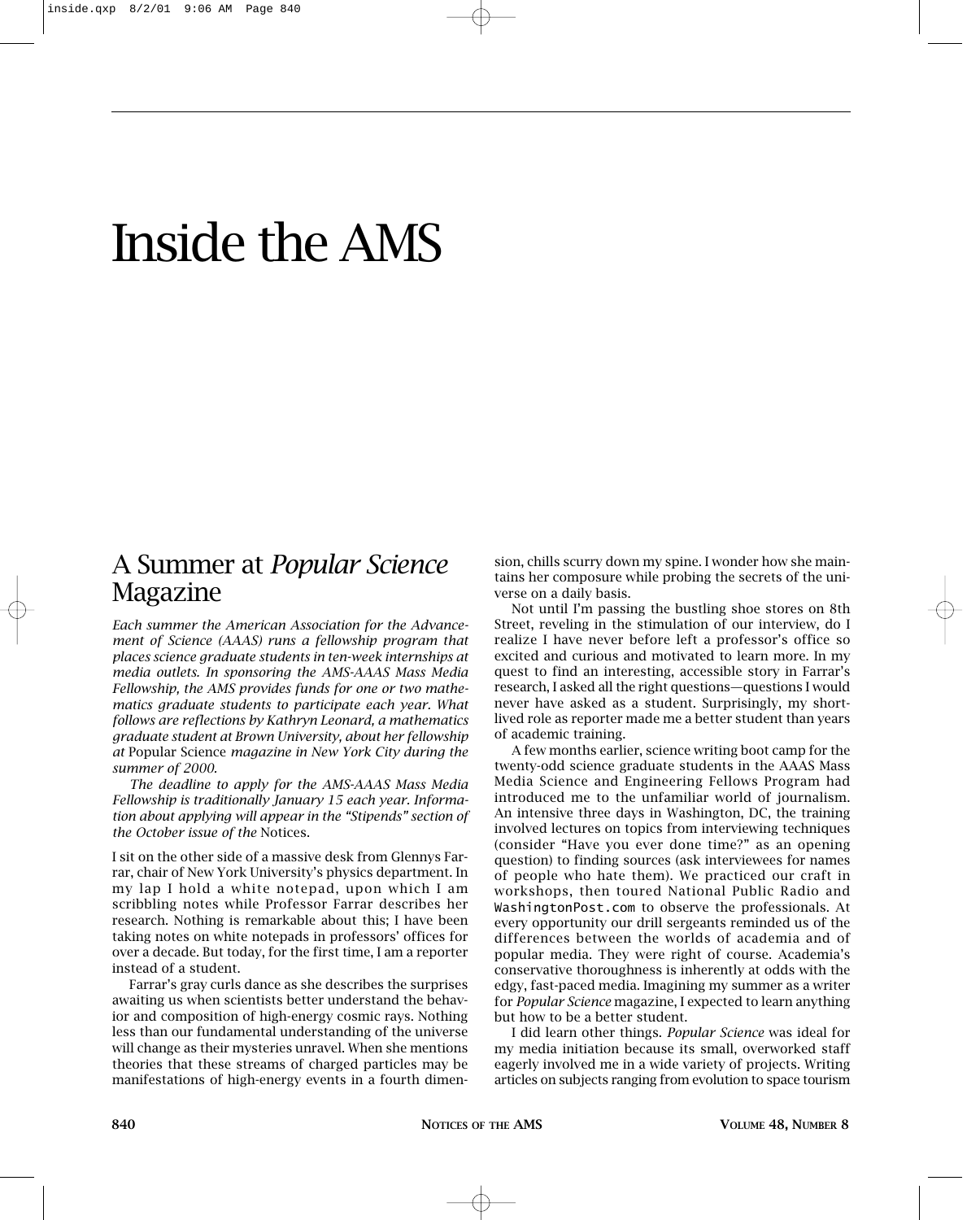# Inside the AMS

## A Summer at *Popular Science* Magazine

*Each summer the American Association for the Advancement of Science (AAAS) runs a fellowship program that places science graduate students in ten-week internships at media outlets. In sponsoring the AMS-AAAS Mass Media Fellowship, the AMS provides funds for one or two mathematics graduate students to participate each year. What follows are reflections by Kathryn Leonard, a mathematics graduate student at Brown University, about her fellowship at* Popular Science *magazine in New York City during the summer of 2000.*

*The deadline to apply for the AMS-AAAS Mass Media Fellowship is traditionally January 15 each year. Information about applying will appear in the "Stipends" section of the October issue of the* Notices.

I sit on the other side of a massive desk from Glennys Farrar, chair of New York University's physics department. In my lap I hold a white notepad, upon which I am scribbling notes while Professor Farrar describes her research. Nothing is remarkable about this; I have been taking notes on white notepads in professors' offices for over a decade. But today, for the first time, I am a reporter instead of a student.

Farrar's gray curls dance as she describes the surprises awaiting us when scientists better understand the behavior and composition of high-energy cosmic rays. Nothing less than our fundamental understanding of the universe will change as their mysteries unravel. When she mentions theories that these streams of charged particles may be manifestations of high-energy events in a fourth dimension, chills scurry down my spine. I wonder how she maintains her composure while probing the secrets of the universe on a daily basis.

Not until I'm passing the bustling shoe stores on 8th Street, reveling in the stimulation of our interview, do I realize I have never before left a professor's office so excited and curious and motivated to learn more. In my quest to find an interesting, accessible story in Farrar's research, I asked all the right questions—questions I would never have asked as a student. Surprisingly, my short-lived role as reporter made me a better student than years of academic training.

A few months earlier, science writing boot camp for the twenty-odd science graduate students in the AAAS Mass Media Science and Engineering Fellows Program had introduced me to the unfamiliar world of journalism. An intensive three days in Washington, DC, the training involved lectures on topics from interviewing techniques (consider "Have you ever done time?" as an opening question) to finding sources (ask interviewees for names of people who hate them). We practiced our craft in workshops, then toured National Public Radio and WashingtonPost.com to observe the professionals. At every opportunity our drill sergeants reminded us of the differences between the worlds of academia and of popular media. They were right of course. Academia's conservative thoroughness is inherently at odds with the edgy, fast-paced media. Imagining my summer as a writer for *Popular Science* magazine, I expected to learn anything but how to be a better student.

I did learn other things. *Popular Science* was ideal for my media initiation because its small, overworked staff eagerly involved me in a wide variety of projects. Writing articles on subjects ranging from evolution to space tourism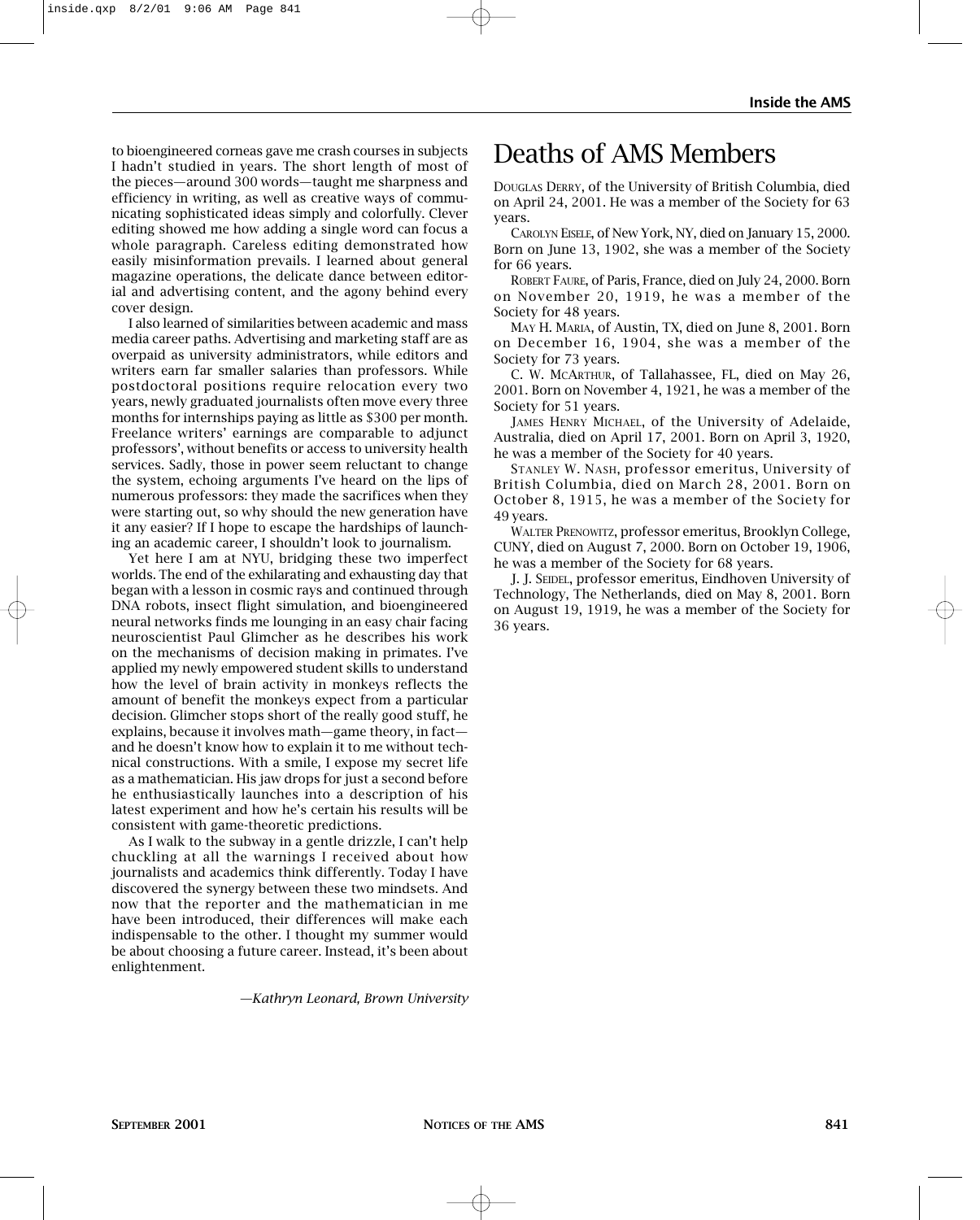to bioengineered corneas gave me crash courses in subjects I hadn't studied in years. The short length of most of the pieces—around 300 words—taught me sharpness and efficiency in writing, as well as creative ways of communicating sophisticated ideas simply and colorfully. Clever editing showed me how adding a single word can focus a whole paragraph. Careless editing demonstrated how easily misinformation prevails. I learned about general magazine operations, the delicate dance between editorial and advertising content, and the agony behind every cover design.

I also learned of similarities between academic and mass media career paths. Advertising and marketing staff are as overpaid as university administrators, while editors and writers earn far smaller salaries than professors. While postdoctoral positions require relocation every two years, newly graduated journalists often move every three months for internships paying as little as $300 per month. Freelance writers' earnings are comparable to adjunct professors', without benefits or access to university health services. Sadly, those in power seem reluctant to change the system, echoing arguments I've heard on the lips of numerous professors: they made the sacrifices when they were starting out, so why should the new generation have it any easier? If I hope to escape the hardships of launching an academic career, I shouldn't look to journalism.

Yet here I am at NYU, bridging these two imperfect worlds. The end of the exhilarating and exhausting day that began with a lesson in cosmic rays and continued through DNA robots, insect flight simulation, and bioengineered neural networks finds me lounging in an easy chair facing neuroscientist Paul Glimcher as he describes his work on the mechanisms of decision making in primates. I've applied my newly empowered student skills to understand how the level of brain activity in monkeys reflects the amount of benefit the monkeys expect from a particular decision. Glimcher stops short of the really good stuff, he explains, because it involves math—game theory, in fact—and he doesn't know how to explain it to me without technical constructions. With a smile, I expose my secret life as a mathematician. His jaw drops for just a second before he enthusiastically launches into a description of his latest experiment and how he's certain his results will be consistent with game-theoretic predictions.

As I walk to the subway in a gentle drizzle, I can't help chuckling at all the warnings I received about how journalists and academics think differently. Today I have discovered the synergy between these two mindsets. And now that the reporter and the mathematician in me have been introduced, their differences will make each indispensable to the other. I thought my summer would be about choosing a future career. Instead, it's been about enlightenment.

*—Kathryn Leonard, Brown University*

# Deaths of AMS Members

DOUGLAS DERRY, of the University of British Columbia, died on April 24, 2001. He was a member of the Society for 63 years.

CAROLYN EISELE, of New York, NY, died on January 15, 2000. Born on June 13, 1902, she was a member of the Society for 66 years.

ROBERT FAURE, of Paris, France, died on July 24, 2000. Born on November 20, 1919, he was a member of the Society for 48 years.

MAY H. MARIA, of Austin, TX, died on June 8, 2001. Born on December 16, 1904, she was a member of the Society for 73 years.

C. W. MCARTHUR, of Tallahassee, FL, died on May 26, 2001. Born on November 4, 1921, he was a member of the Society for 51 years.

JAMES HENRY MICHAEL, of the University of Adelaide, Australia, died on April 17, 2001. Born on April 3, 1920, he was a member of the Society for 40 years.

STANLEY W. NASH, professor emeritus, University of British Columbia, died on March 28, 2001. Born on October 8, 1915, he was a member of the Society for 49 years.

WALTER PRENOWITZ, professor emeritus, Brooklyn College, CUNY, died on August 7, 2000. Born on October 19, 1906, he was a member of the Society for 68 years.

J. J. SEIDEL, professor emeritus, Eindhoven University of Technology, The Netherlands, died on May 8, 2001. Born on August 19, 1919, he was a member of the Society for 36 years.